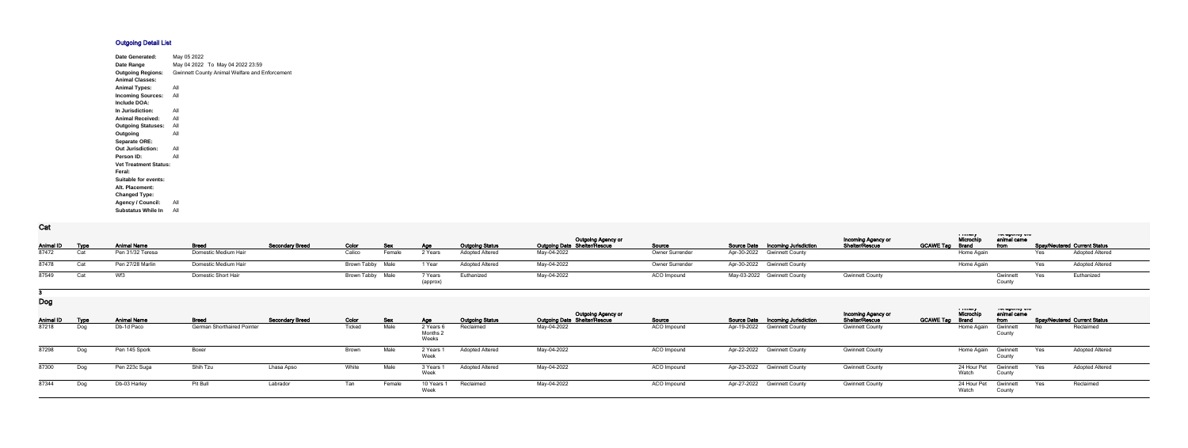# Outgoing Detail List

| | |
|---|---|
| **Date Generated:** | May 05 2022 |
| **Date Range** | May 04 2022 To May 04 2022 23:59 |
| **Outgoing Regions:** | Gwinnett County Animal Welfare and Enforcement |
| **Animal Classes:** | |
| **Animal Types:** | All |
| **Incoming Sources:** | All |
| **Include DOA:** | |
| **In Jurisdiction:** | All |
| **Animal Received:** | All |
| **Outgoing Statuses:** | All |
| **Outgoing** | All |
| **Separate ORE:** | |
| **Out Jurisdiction:** | All |
| **Person ID:** | All |
| **Vet Treatment Status:** | |
| **Feral:** | |
| **Suitable for events:** | |
| **Alt. Placement:** | |
| **Changed Type:** | |
| **Agency / Council:** | All |
| **Substatus While In** | All |

## Cat

| Animal ID | Type | Animal Name | Breed | Secondary Breed | Color | Sex | Age | Outgoing Status | Outgoing Date | Outgoing Agency or Shelter/Rescue | Source | Source Date | Incoming Jurisdiction | Incoming Agency or Shelter/Rescue | GCAWE Tag | Primary Microchip Brand | Tot agency the animal came from | Spay/Neutered | Current Status |
|---|---|---|---|---|---|---|---|---|---|---|---|---|---|---|---|---|---|---|---|
| 87472 | Cat | Pen 31/32 Teresa | Domestic Medium Hair | | Calico | Female | 2 Years | Adopted Altered | May-04-2022 | | Owner Surrender | Apr-30-2022 | Gwinnett County | | | Home Again | | Yes | Adopted Altered |
| 87478 | Cat | Pen 27/28 Marlin | Domestic Medium Hair | | Brown Tabby | Male | 1 Year | Adopted Altered | May-04-2022 | | Owner Surrender | Apr-30-2022 | Gwinnett County | | | Home Again | | Yes | Adopted Altered |
| 87549 | Cat | Wf3 | Domestic Short Hair | | Brown Tabby | Male | 7 Years (approx) | Euthanized | May-04-2022 | | ACO Impound | May-03-2022 | Gwinnett County | Gwinnett County | | | Gwinnett County | Yes | Euthanized |

3

## Dog

| Animal ID | Type | Animal Name | Breed | Secondary Breed | Color | Sex | Age | Outgoing Status | Outgoing Date | Outgoing Agency or Shelter/Rescue | Source | Source Date | Incoming Jurisdiction | Incoming Agency or Shelter/Rescue | GCAWE Tag | Primary Microchip Brand | Tot agency the animal came from | Spay/Neutered | Current Status |
|---|---|---|---|---|---|---|---|---|---|---|---|---|---|---|---|---|---|---|---|
| 87218 | Dog | Db-1d Paco | German Shorthaired Pointer | | Ticked | Male | 2 Years 6 Months 2 Weeks | Reclaimed | May-04-2022 | | ACO Impound | Apr-19-2022 | Gwinnett County | Gwinnett County | | Home Again | Gwinnett County | No | Reclaimed |
| 87298 | Dog | Pen 145 Spork | Boxer | | Brown | Male | 2 Years 1 Week | Adopted Altered | May-04-2022 | | ACO Impound | Apr-22-2022 | Gwinnett County | Gwinnett County | | Home Again | Gwinnett County | Yes | Adopted Altered |
| 87300 | Dog | Pen 223c Suga | Shih Tzu | Lhasa Apso | White | Male | 3 Years 1 Week | Adopted Altered | May-04-2022 | | ACO Impound | Apr-23-2022 | Gwinnett County | Gwinnett County | | 24 Hour Pet Watch | Gwinnett County | Yes | Adopted Altered |
| 87344 | Dog | Db-03 Harley | Pit Bull | Labrador | Tan | Female | 10 Years 1 Week | Reclaimed | May-04-2022 | | ACO Impound | Apr-27-2022 | Gwinnett County | Gwinnett County | | 24 Hour Pet Watch | Gwinnett County | Yes | Reclaimed |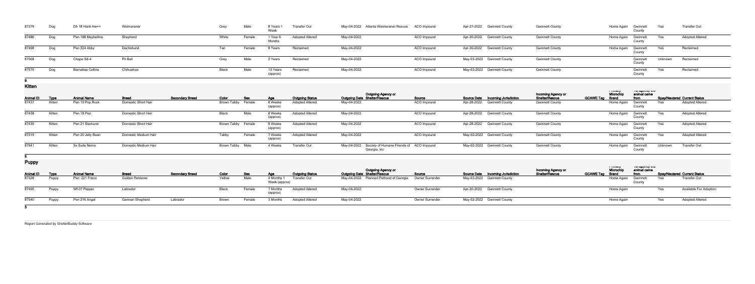| | | | | | | | | | | | | | | | | | | | |
|---|---|---|---|---|---|---|---|---|---|---|---|---|---|---|---|---|---|---|---|
| 87379 | Dog | Dh 18 Hank Hw++ | Weimaraner | | Grey | Male | 8 Years 1 Week | Transfer Out | May-04-2022 | Atlanta Weimaraner Rescue | ACO Impound | Apr-27-2022 | Gwinnett County | Gwinnett County | | Home Again | Gwinnett County | Yes | Transfer Out |
| 87486 | Dog | Pen 188 Maybelline | Shepherd | | White | Female | 1 Year 6 Months | Adopted Altered | May-04-2022 | | ACO Impound | Apr-30-2022 | Gwinnett County | Gwinnett County | | Home Again | Gwinnett County | Yes | Adopted Altered |
| 87498 | Dog | Pen 224 Abby | Dachshund | | Tan | Female | 8 Years | Reclaimed | May-04-2022 | | ACO Impound | Apr-30-2022 | Gwinnett County | Gwinnett County | | Home Again | Gwinnett County | Yes | Reclaimed |
| 87568 | Dog | Chapo Sd-4 | Pit Bull | | Grey | Male | 2 Years | Reclaimed | May-04-2022 | | ACO Impound | May-03-2022 | Gwinnett County | Gwinnett County | | | Gwinnett County | Unknown | Reclaimed |
| 87579 | Dog | Barnabas Collins | Chihuahua | | Black | Male | 13 Years (approx) | Reclaimed | May-04-2022 | | ACO Impound | May-03-2022 | Gwinnett County | Gwinnett County | | | Gwinnett County | Yes | Reclaimed |

**9**

## Kitten

| Animal ID | Type | Animal Name | Breed | Secondary Breed | Color | Sex | Age | Outgoing Status | Outgoing Date | Outgoing Agency or Shelter/Rescue | Source | Source Date | Incoming Jurisdiction | Incoming Agency or Shelter/Rescue | GCAWE Tag | Primary Microchip Brand | Pet agency the animal came from | Spay/Neutered | Current Status |
|---|---|---|---|---|---|---|---|---|---|---|---|---|---|---|---|---|---|---|---|
| 87437 | Kitten | Pen 19 Pop Rock | Domestic Short Hair | | Brown Tabby | Female | 8 Weeks (approx) | Adopted Altered | May-04-2022 | | ACO Impound | Apr-28-2022 | Gwinnett County | Gwinnett County | | Home Again | Gwinnett County | Yes | Adopted Altered |
| 87438 | Kitten | Pen 18 Pez | Domestic Short Hair | | Black | Male | 8 Weeks (approx) | Adopted Altered | May-04-2022 | | ACO Impound | Apr-28-2022 | Gwinnett County | Gwinnett County | | Home Again | Gwinnett County | Yes | Adopted Altered |
| 87439 | Kitten | Pen 21 Starburst | Domestic Short Hair | | Brown Tabby | Female | 8 Weeks (approx) | Adopted Altered | May-04-2022 | | ACO Impound | Apr-28-2022 | Gwinnett County | Gwinnett County | | Home Again | Gwinnett County | Yes | Adopted Altered |
| 87519 | Kitten | Pen 20 Jelly Bean | Domestic Medium Hair | | Tabby | Female | 7 Weeks (approx) | Adopted Altered | May-04-2022 | | ACO Impound | May-02-2022 | Gwinnett County | Gwinnett County | | Home Again | Gwinnett County | Yes | Adopted Altered |
| 87541 | Kitten | Sx Suite Nemo | Domestic Medium Hair | | Brown Tabby | Male | 4 Weeks | Transfer Out | May-04-2022 | Society of Humane Friends of Georgia, Inc | ACO Impound | May-02-2022 | Gwinnett County | Gwinnett County | | Home Again | Gwinnett County | Unknown | Transfer Out |

**5**

## Puppy

| Animal ID | Type | Animal Name | Breed | Secondary Breed | Color | Sex | Age | Outgoing Status | Outgoing Date | Outgoing Agency or Shelter/Rescue | Source | Source Date | Incoming Jurisdiction | Incoming Agency or Shelter/Rescue | GCAWE Tag | Primary Microchip Brand | Pet agency the animal came from | Spay/Neutered | Current Status |
|---|---|---|---|---|---|---|---|---|---|---|---|---|---|---|---|---|---|---|---|
| 87328 | Puppy | Pen 221 Frisco | Golden Retriever | | Yellow | Male | 4 Months 1 Week (approx) | Transfer Out | May-04-2022 | Planned Pethood of Georgia | Owner Surrender | May-03-2022 | Gwinnett County | | | Home Again | Gwinnett County | Yes | Transfer Out |
| 87495 | Puppy | Wf-07 Pepper | Labrador | | Black | Female | 7 Months (approx) | Adopted Altered | May-04-2022 | | Owner Surrender | Apr-30-2022 | Gwinnett County | | | Home Again | | Yes | Available For Adoption |
| 87540 | Puppy | Pen 216 Angel | German Shepherd | Labrador | Brown | Female | 3 Months | Adopted Altered | May-04-2022 | | Owner Surrender | May-02-2022 | Gwinnett County | | | Home Again | | Yes | Adopted Altered |

**3**

Report Generated by ShelterBuddy Software